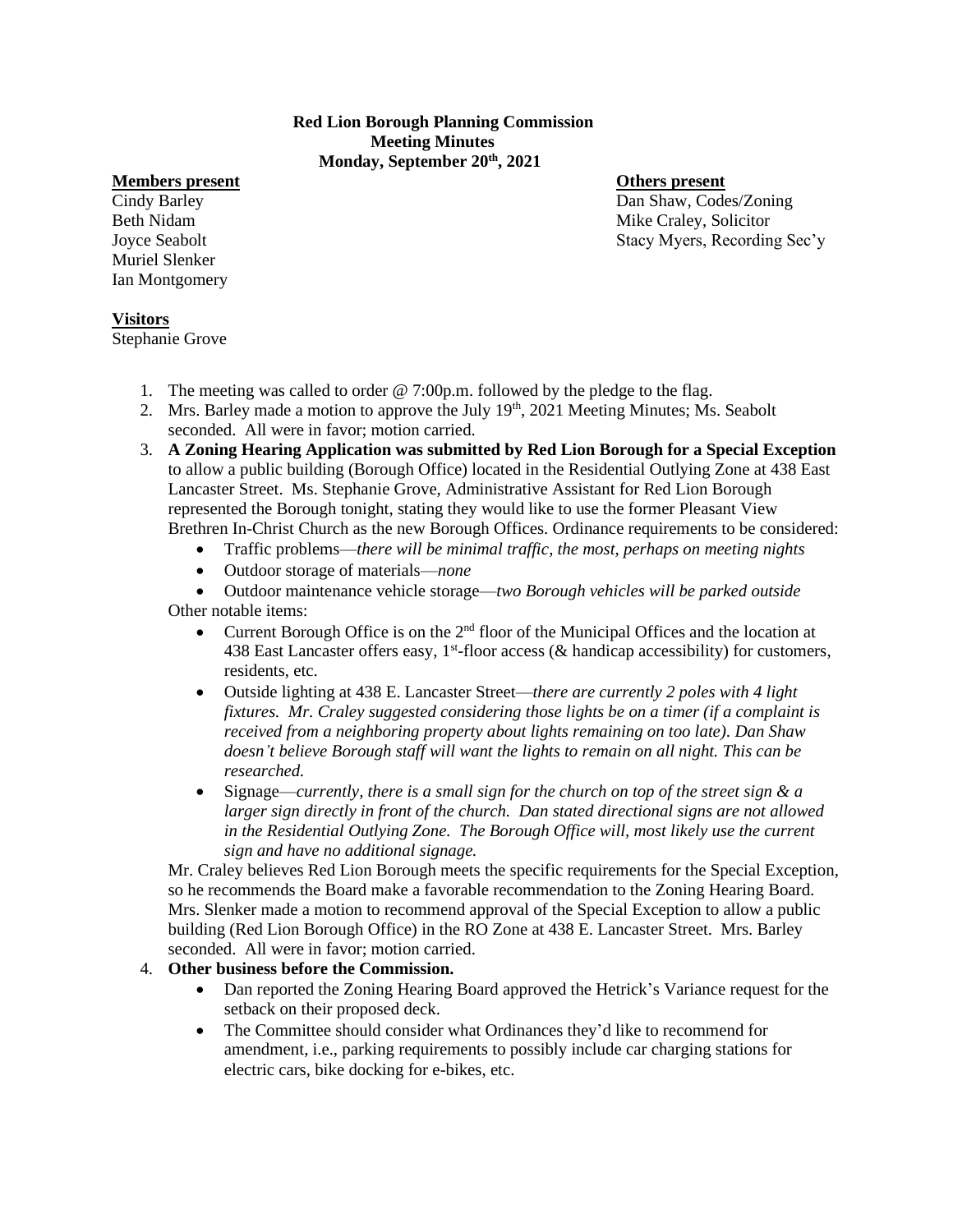**Red Lion Borough Planning Commission**
**Meeting Minutes**
**Monday, September 20th, 2021**

**Members present**
Cindy Barley
Beth Nidam
Joyce Seabolt
Muriel Slenker
Ian Montgomery

**Others present**
Dan Shaw, Codes/Zoning
Mike Craley, Solicitor
Stacy Myers, Recording Sec'y

**Visitors**
Stephanie Grove

1. The meeting was called to order @ 7:00p.m. followed by the pledge to the flag.
2. Mrs. Barley made a motion to approve the July 19th, 2021 Meeting Minutes; Ms. Seabolt seconded. All were in favor; motion carried.
3. **A Zoning Hearing Application was submitted by Red Lion Borough for a Special Exception** to allow a public building (Borough Office) located in the Residential Outlying Zone at 438 East Lancaster Street. Ms. Stephanie Grove, Administrative Assistant for Red Lion Borough represented the Borough tonight, stating they would like to use the former Pleasant View Brethren In-Christ Church as the new Borough Offices. Ordinance requirements to be considered:
   - Traffic problems—*there will be minimal traffic, the most, perhaps on meeting nights*
   - Outdoor storage of materials—*none*
   - Outdoor maintenance vehicle storage—*two Borough vehicles will be parked outside*

   Other notable items:
   - Current Borough Office is on the 2nd floor of the Municipal Offices and the location at 438 East Lancaster offers easy, 1st-floor access (& handicap accessibility) for customers, residents, etc.
   - Outside lighting at 438 E. Lancaster Street—*there are currently 2 poles with 4 light fixtures. Mr. Craley suggested considering those lights be on a timer (if a complaint is received from a neighboring property about lights remaining on too late). Dan Shaw doesn't believe Borough staff will want the lights to remain on all night. This can be researched.*
   - Signage—*currently, there is a small sign for the church on top of the street sign & a larger sign directly in front of the church. Dan stated directional signs are not allowed in the Residential Outlying Zone. The Borough Office will, most likely use the current sign and have no additional signage.*

   Mr. Craley believes Red Lion Borough meets the specific requirements for the Special Exception, so he recommends the Board make a favorable recommendation to the Zoning Hearing Board. Mrs. Slenker made a motion to recommend approval of the Special Exception to allow a public building (Red Lion Borough Office) in the RO Zone at 438 E. Lancaster Street. Mrs. Barley seconded. All were in favor; motion carried.
4. **Other business before the Commission.**
   - Dan reported the Zoning Hearing Board approved the Hetrick's Variance request for the setback on their proposed deck.
   - The Committee should consider what Ordinances they'd like to recommend for amendment, i.e., parking requirements to possibly include car charging stations for electric cars, bike docking for e-bikes, etc.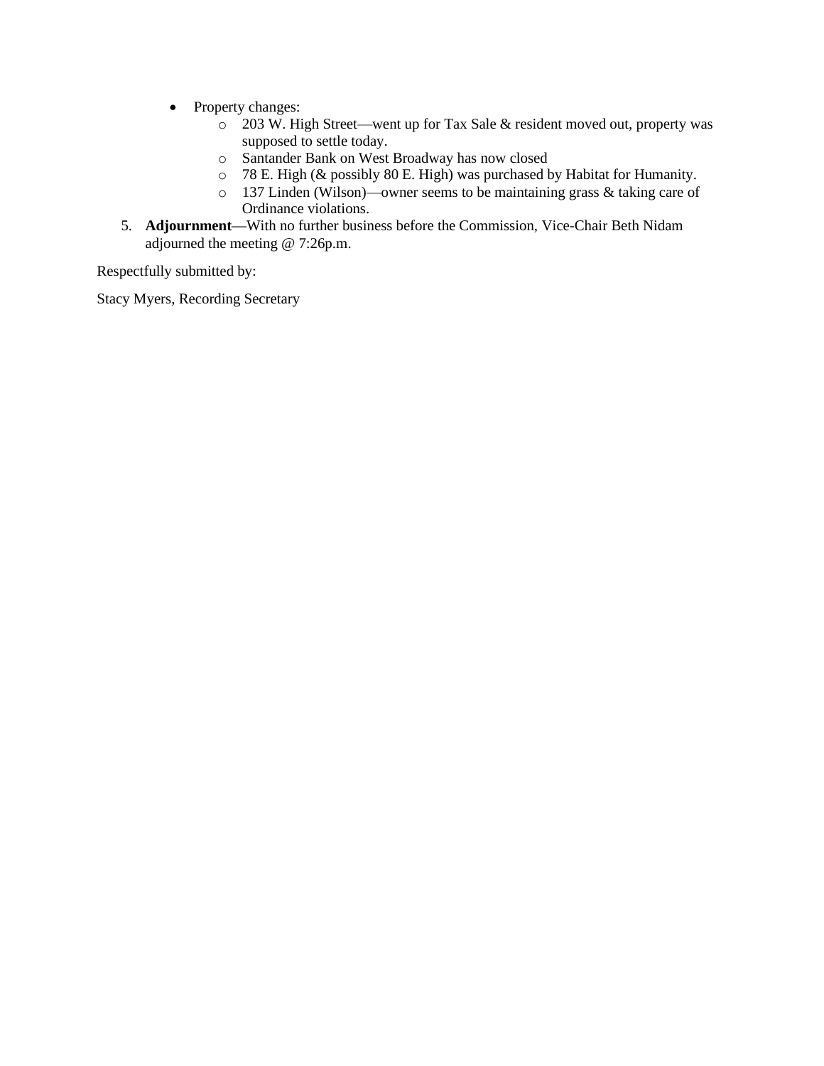- Property changes:
    - 203 W. High Street—went up for Tax Sale & resident moved out, property was supposed to settle today.
    - Santander Bank on West Broadway has now closed
    - 78 E. High (& possibly 80 E. High) was purchased by Habitat for Humanity.
    - 137 Linden (Wilson)—owner seems to be maintaining grass & taking care of Ordinance violations.

5. **Adjournment—**With no further business before the Commission, Vice-Chair Beth Nidam adjourned the meeting @ 7:26p.m.

Respectfully submitted by:

Stacy Myers, Recording Secretary